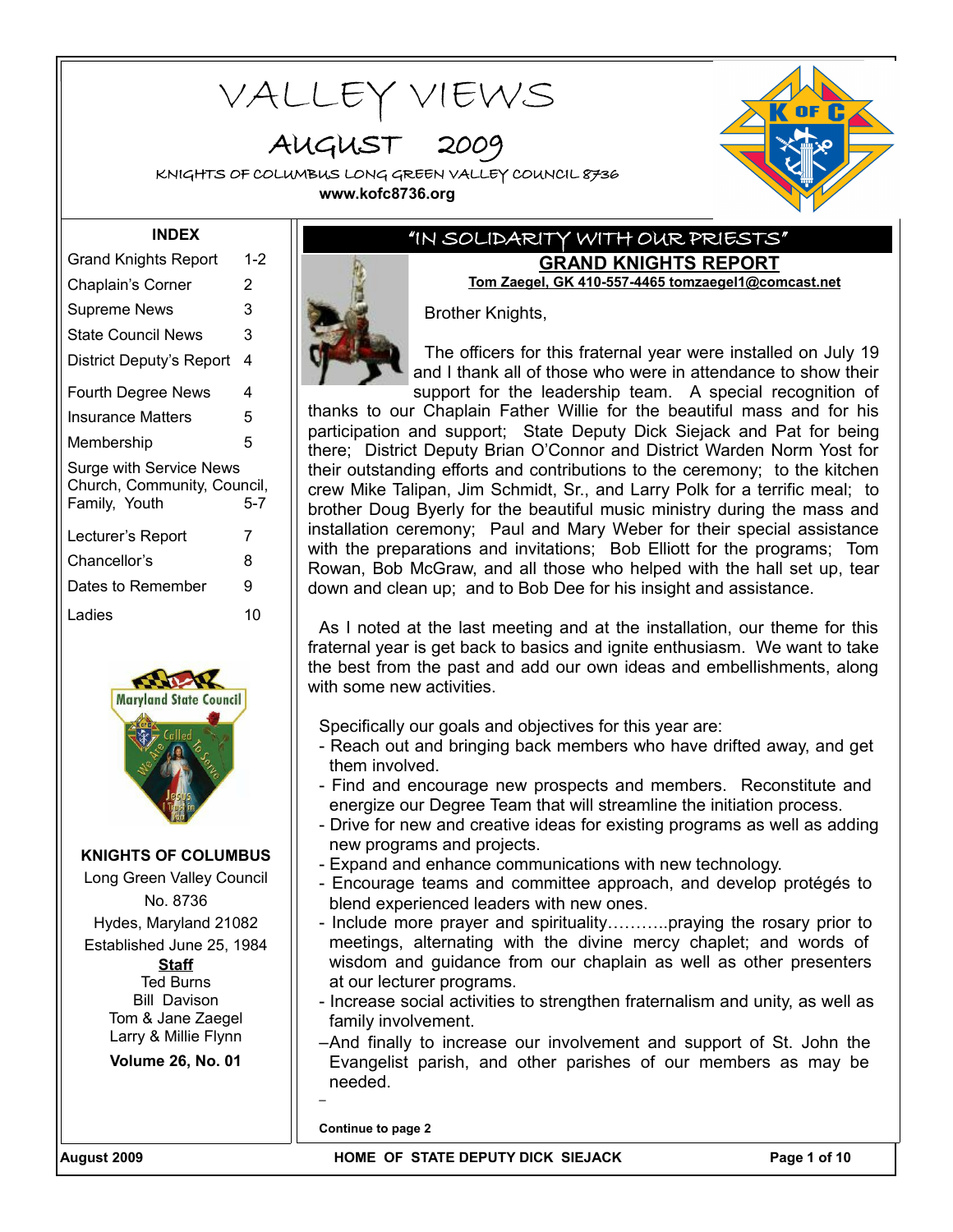# VALLEY VIEWS

## AUGUST 2009

KNIGHTS OF COLUMBUS LONG GREEN VALLEY COUNCIL 8736

**www.kofc8736.org**

**INDEX**

| | |
|---|---|
| Grand Knights Report | 1-2 |
| Chaplain's Corner | 2 |
| Supreme News | 3 |
| State Council News | 3 |
| District Deputy's Report | 4 |
| Fourth Degree News | 4 |
| Insurance Matters | 5 |
| Membership | 5 |
| Surge with Service News Church, Community, Council, Family, Youth | 5-7 |
| Lecturer's Report | 7 |
| Chancellor's | 8 |
| Dates to Remember | 9 |
| Ladies | 10 |

**KNIGHTS OF COLUMBUS**
Long Green Valley Council
No. 8736
Hydes, Maryland 21082
Established June 25, 1984

**Staff**
Ted Burns
Bill Davison
Tom & Jane Zaegel
Larry & Millie Flynn

**Volume 26, No. 01**

## "IN SOLIDARITY WITH OUR PRIESTS"

## GRAND KNIGHTS REPORT

**Tom Zaegel, GK 410-557-4465 tomzaegel1@comcast.net**

Brother Knights,

The officers for this fraternal year were installed on July 19 and I thank all of those who were in attendance to show their support for the leadership team. A special recognition of thanks to our Chaplain Father Willie for the beautiful mass and for his participation and support; State Deputy Dick Siejack and Pat for being there; District Deputy Brian O'Connor and District Warden Norm Yost for their outstanding efforts and contributions to the ceremony; to the kitchen crew Mike Talipan, Jim Schmidt, Sr., and Larry Polk for a terrific meal; to brother Doug Byerly for the beautiful music ministry during the mass and installation ceremony; Paul and Mary Weber for their special assistance with the preparations and invitations; Bob Elliott for the programs; Tom Rowan, Bob McGraw, and all those who helped with the hall set up, tear down and clean up; and to Bob Dee for his insight and assistance.

As I noted at the last meeting and at the installation, our theme for this fraternal year is get back to basics and ignite enthusiasm. We want to take the best from the past and add our own ideas and embellishments, along with some new activities.

Specifically our goals and objectives for this year are:

- Reach out and bringing back members who have drifted away, and get them involved.
- Find and encourage new prospects and members. Reconstitute and energize our Degree Team that will streamline the initiation process.
- Drive for new and creative ideas for existing programs as well as adding new programs and projects.
- Expand and enhance communications with new technology.
- Encourage teams and committee approach, and develop protégés to blend experienced leaders with new ones.
- Include more prayer and spirituality………..praying the rosary prior to meetings, alternating with the divine mercy chaplet; and words of wisdom and guidance from our chaplain as well as other presenters at our lecturer programs.
- Increase social activities to strengthen fraternalism and unity, as well as family involvement.
- And finally to increase our involvement and support of St. John the Evangelist parish, and other parishes of our members as may be needed.

**Continue to page 2**

**HOME OF STATE DEPUTY DICK SIEJACK**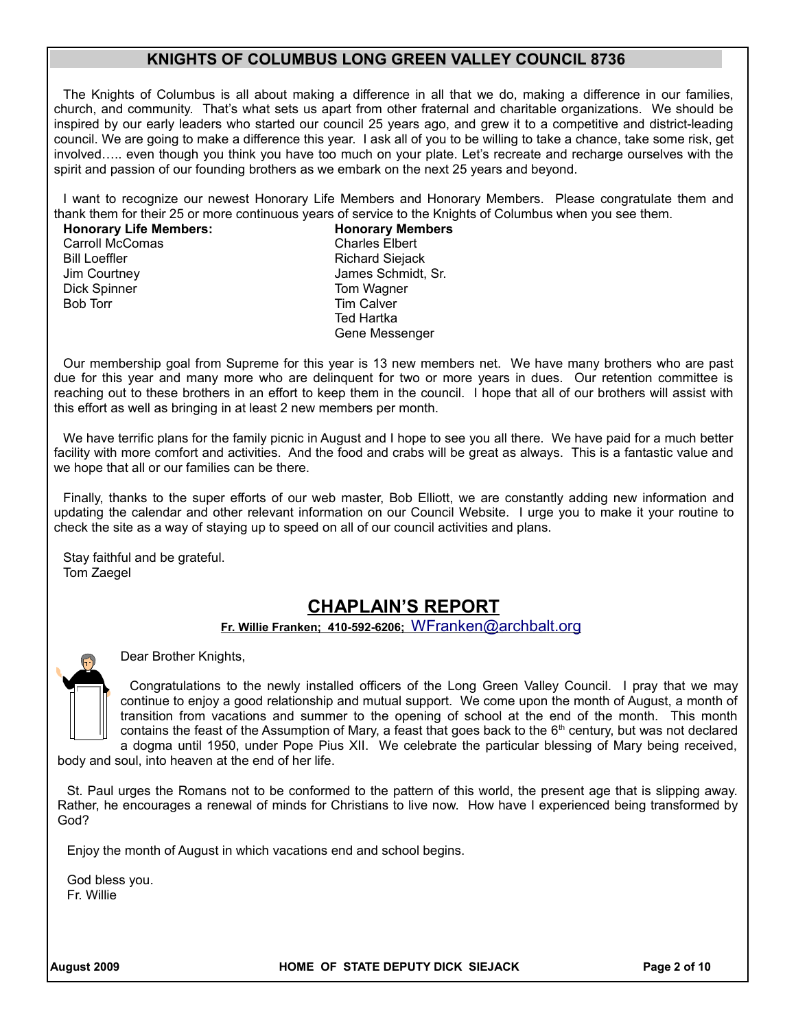## KNIGHTS OF COLUMBUS LONG GREEN VALLEY COUNCIL 8736

The Knights of Columbus is all about making a difference in all that we do, making a difference in our families, church, and community. That's what sets us apart from other fraternal and charitable organizations. We should be inspired by our early leaders who started our council 25 years ago, and grew it to a competitive and district-leading council. We are going to make a difference this year. I ask all of you to be willing to take a chance, take some risk, get involved….. even though you think you have too much on your plate. Let's recreate and recharge ourselves with the spirit and passion of our founding brothers as we embark on the next 25 years and beyond.

I want to recognize our newest Honorary Life Members and Honorary Members. Please congratulate them and thank them for their 25 or more continuous years of service to the Knights of Columbus when you see them.

**Honorary Life Members:**
- Carroll McComas
- Bill Loeffler
- Jim Courtney
- Dick Spinner
- Bob Torr

**Honorary Members**
- Charles Elbert
- Richard Siejack
- James Schmidt, Sr.
- Tom Wagner
- Tim Calver
- Ted Hartka
- Gene Messenger

Our membership goal from Supreme for this year is 13 new members net. We have many brothers who are past due for this year and many more who are delinquent for two or more years in dues. Our retention committee is reaching out to these brothers in an effort to keep them in the council. I hope that all of our brothers will assist with this effort as well as bringing in at least 2 new members per month.

We have terrific plans for the family picnic in August and I hope to see you all there. We have paid for a much better facility with more comfort and activities. And the food and crabs will be great as always. This is a fantastic value and we hope that all or our families can be there.

Finally, thanks to the super efforts of our web master, Bob Elliott, we are constantly adding new information and updating the calendar and other relevant information on our Council Website. I urge you to make it your routine to check the site as a way of staying up to speed on all of our council activities and plans.

Stay faithful and be grateful.
Tom Zaegel

## CHAPLAIN'S REPORT

**Fr. Willie Franken; 410-592-6206;** WFranken@archbalt.org

Dear Brother Knights,

Congratulations to the newly installed officers of the Long Green Valley Council. I pray that we may continue to enjoy a good relationship and mutual support. We come upon the month of August, a month of transition from vacations and summer to the opening of school at the end of the month. This month contains the feast of the Assumption of Mary, a feast that goes back to the 6th century, but was not declared a dogma until 1950, under Pope Pius XII. We celebrate the particular blessing of Mary being received, body and soul, into heaven at the end of her life.

St. Paul urges the Romans not to be conformed to the pattern of this world, the present age that is slipping away. Rather, he encourages a renewal of minds for Christians to live now. How have I experienced being transformed by God?

Enjoy the month of August in which vacations end and school begins.

God bless you.
Fr. Willie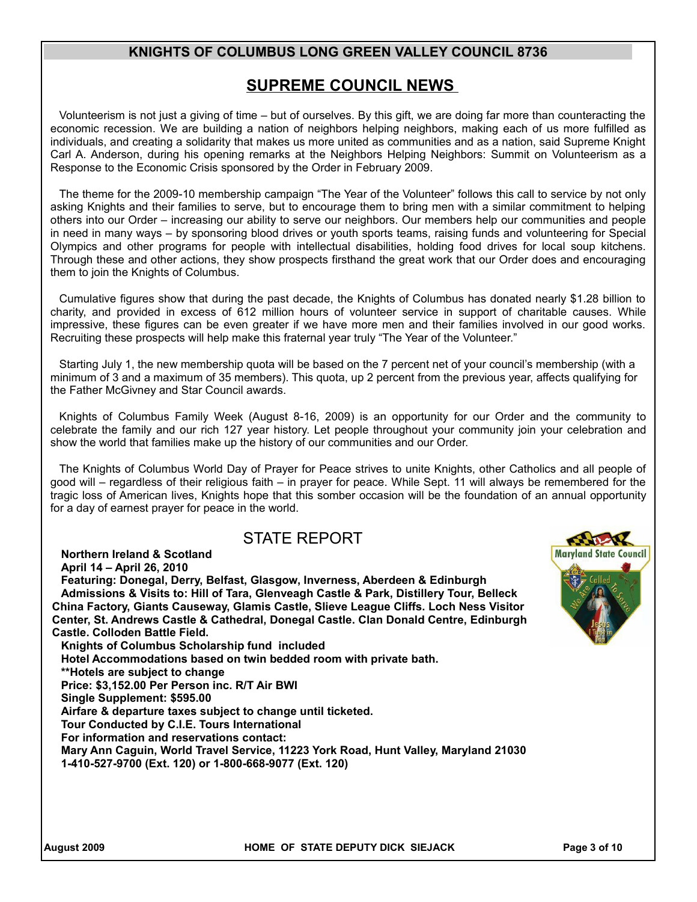## SUPREME COUNCIL NEWS

Volunteerism is not just a giving of time – but of ourselves. By this gift, we are doing far more than counteracting the economic recession. We are building a nation of neighbors helping neighbors, making each of us more fulfilled as individuals, and creating a solidarity that makes us more united as communities and as a nation, said Supreme Knight Carl A. Anderson, during his opening remarks at the Neighbors Helping Neighbors: Summit on Volunteerism as a Response to the Economic Crisis sponsored by the Order in February 2009.

The theme for the 2009-10 membership campaign "The Year of the Volunteer" follows this call to service by not only asking Knights and their families to serve, but to encourage them to bring men with a similar commitment to helping others into our Order – increasing our ability to serve our neighbors. Our members help our communities and people in need in many ways – by sponsoring blood drives or youth sports teams, raising funds and volunteering for Special Olympics and other programs for people with intellectual disabilities, holding food drives for local soup kitchens. Through these and other actions, they show prospects firsthand the great work that our Order does and encouraging them to join the Knights of Columbus.

Cumulative figures show that during the past decade, the Knights of Columbus has donated nearly $1.28 billion to charity, and provided in excess of 612 million hours of volunteer service in support of charitable causes. While impressive, these figures can be even greater if we have more men and their families involved in our good works. Recruiting these prospects will help make this fraternal year truly "The Year of the Volunteer."

Starting July 1, the new membership quota will be based on the 7 percent net of your council's membership (with a minimum of 3 and a maximum of 35 members). This quota, up 2 percent from the previous year, affects qualifying for the Father McGivney and Star Council awards.

Knights of Columbus Family Week (August 8-16, 2009) is an opportunity for our Order and the community to celebrate the family and our rich 127 year history. Let people throughout your community join your celebration and show the world that families make up the history of our communities and our Order.

The Knights of Columbus World Day of Prayer for Peace strives to unite Knights, other Catholics and all people of good will – regardless of their religious faith – in prayer for peace. While Sept. 11 will always be remembered for the tragic loss of American lives, Knights hope that this somber occasion will be the foundation of an annual opportunity for a day of earnest prayer for peace in the world.

## STATE REPORT

**Northern Ireland & Scotland**
**April 14 – April 26, 2010**
**Featuring: Donegal, Derry, Belfast, Glasgow, Inverness, Aberdeen & Edinburgh**
**Admissions & Visits to: Hill of Tara, Glenveagh Castle & Park, Distillery Tour, Belleck China Factory, Giants Causeway, Glamis Castle, Slieve League Cliffs. Loch Ness Visitor Center, St. Andrews Castle & Cathedral, Donegal Castle. Clan Donald Centre, Edinburgh Castle. Colloden Battle Field.**
**Knights of Columbus Scholarship fund included**
**Hotel Accommodations based on twin bedded room with private bath.**
**\*\*Hotels are subject to change**
**Price: $3,152.00 Per Person inc. R/T Air BWI**
**Single Supplement: $595.00**
**Airfare & departure taxes subject to change until ticketed.**
**Tour Conducted by C.I.E. Tours International**
**For information and reservations contact:**
**Mary Ann Caguin, World Travel Service, 11223 York Road, Hunt Valley, Maryland 21030**
**1-410-527-9700 (Ext. 120) or 1-800-668-9077 (Ext. 120)**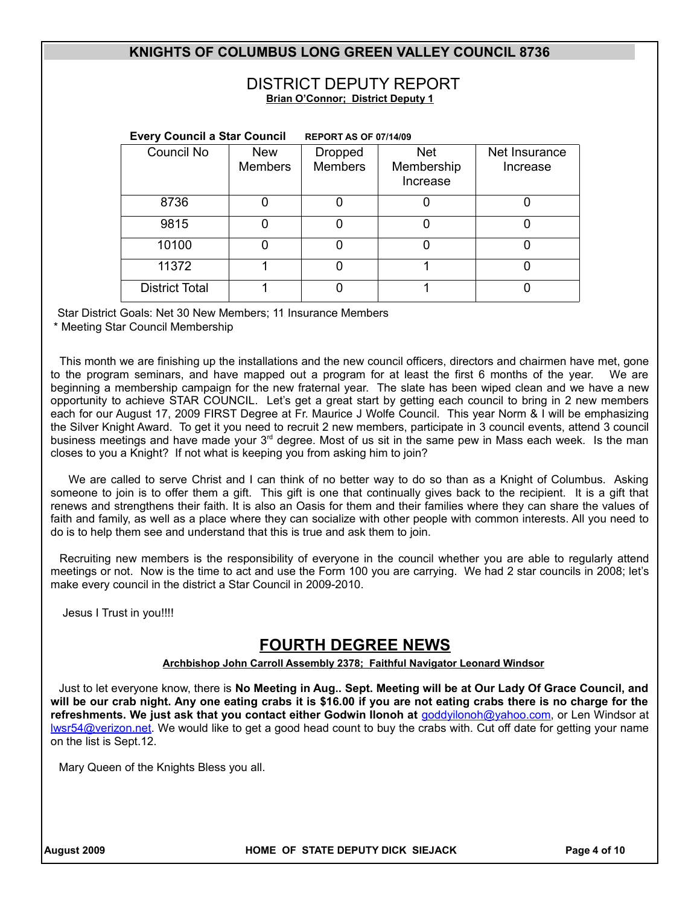# DISTRICT DEPUTY REPORT

**Brian O'Connor; District Deputy 1**

**Every Council a Star Council** **REPORT AS OF 07/14/09**

| Council No | New Members | Dropped Members | Net Membership Increase | Net Insurance Increase |
|---|---|---|---|---|
| 8736 | 0 | 0 | 0 | 0 |
| 9815 | 0 | 0 | 0 | 0 |
| 10100 | 0 | 0 | 0 | 0 |
| 11372 | 1 | 0 | 1 | 0 |
| District Total | 1 | 0 | 1 | 0 |

Star District Goals: Net 30 New Members; 11 Insurance Members

* Meeting Star Council Membership

This month we are finishing up the installations and the new council officers, directors and chairmen have met, gone to the program seminars, and have mapped out a program for at least the first 6 months of the year. We are beginning a membership campaign for the new fraternal year. The slate has been wiped clean and we have a new opportunity to achieve STAR COUNCIL. Let's get a great start by getting each council to bring in 2 new members each for our August 17, 2009 FIRST Degree at Fr. Maurice J Wolfe Council. This year Norm & I will be emphasizing the Silver Knight Award. To get it you need to recruit 2 new members, participate in 3 council events, attend 3 council business meetings and have made your 3rd degree. Most of us sit in the same pew in Mass each week. Is the man closes to you a Knight? If not what is keeping you from asking him to join?

We are called to serve Christ and I can think of no better way to do so than as a Knight of Columbus. Asking someone to join is to offer them a gift. This gift is one that continually gives back to the recipient. It is a gift that renews and strengthens their faith. It is also an Oasis for them and their families where they can share the values of faith and family, as well as a place where they can socialize with other people with common interests. All you need to do is to help them see and understand that this is true and ask them to join.

Recruiting new members is the responsibility of everyone in the council whether you are able to regularly attend meetings or not. Now is the time to act and use the Form 100 you are carrying. We had 2 star councils in 2008; let's make every council in the district a Star Council in 2009-2010.

Jesus I Trust in you!!!!

# FOURTH DEGREE NEWS

**Archbishop John Carroll Assembly 2378; Faithful Navigator Leonard Windsor**

Just to let everyone know, there is **No Meeting in Aug.. Sept. Meeting will be at Our Lady Of Grace Council, and will be our crab night. Any one eating crabs it is $16.00 if you are not eating crabs there is no charge for the refreshments. We just ask that you contact either Godwin Ilonoh at** goddyilonoh@yahoo.com, or Len Windsor at lwsr54@verizon.net. We would like to get a good head count to buy the crabs with. Cut off date for getting your name on the list is Sept.12.

Mary Queen of the Knights Bless you all.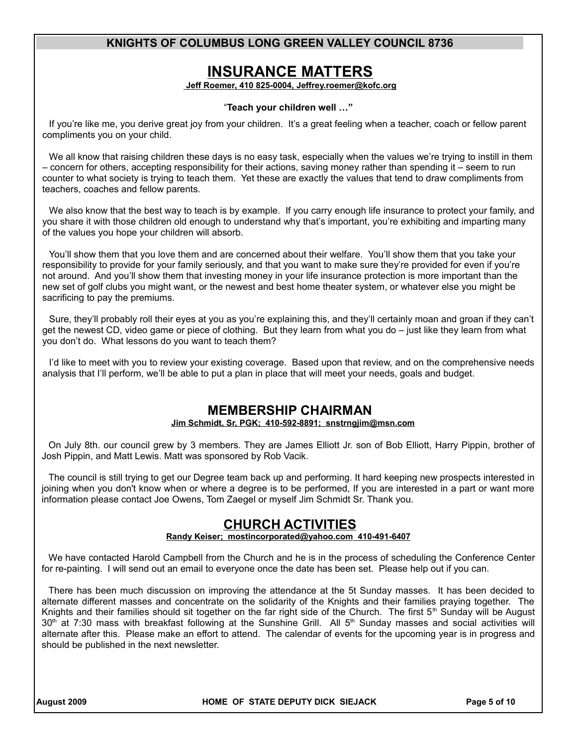## INSURANCE MATTERS

**Jeff Roemer, 410 825-0004, Jeffrey.roemer@kofc.org**

**"Teach your children well …"**

If you're like me, you derive great joy from your children. It's a great feeling when a teacher, coach or fellow parent compliments you on your child.

We all know that raising children these days is no easy task, especially when the values we're trying to instill in them – concern for others, accepting responsibility for their actions, saving money rather than spending it – seem to run counter to what society is trying to teach them. Yet these are exactly the values that tend to draw compliments from teachers, coaches and fellow parents.

We also know that the best way to teach is by example. If you carry enough life insurance to protect your family, and you share it with those children old enough to understand why that's important, you're exhibiting and imparting many of the values you hope your children will absorb.

You'll show them that you love them and are concerned about their welfare. You'll show them that you take your responsibility to provide for your family seriously, and that you want to make sure they're provided for even if you're not around. And you'll show them that investing money in your life insurance protection is more important than the new set of golf clubs you might want, or the newest and best home theater system, or whatever else you might be sacrificing to pay the premiums.

Sure, they'll probably roll their eyes at you as you're explaining this, and they'll certainly moan and groan if they can't get the newest CD, video game or piece of clothing. But they learn from what you do – just like they learn from what you don't do. What lessons do you want to teach them?

I'd like to meet with you to review your existing coverage. Based upon that review, and on the comprehensive needs analysis that I'll perform, we'll be able to put a plan in place that will meet your needs, goals and budget.

## MEMBERSHIP CHAIRMAN

**Jim Schmidt, Sr, PGK; 410-592-8891; snstrngjim@msn.com**

On July 8th. our council grew by 3 members. They are James Elliott Jr. son of Bob Elliott, Harry Pippin, brother of Josh Pippin, and Matt Lewis. Matt was sponsored by Rob Vacik.

The council is still trying to get our Degree team back up and performing. It hard keeping new prospects interested in joining when you don't know when or where a degree is to be performed, If you are interested in a part or want more information please contact Joe Owens, Tom Zaegel or myself Jim Schmidt Sr. Thank you.

## CHURCH ACTIVITIES

**Randy Keiser; mostincorporated@yahoo.com 410-491-6407**

We have contacted Harold Campbell from the Church and he is in the process of scheduling the Conference Center for re-painting. I will send out an email to everyone once the date has been set. Please help out if you can.

There has been much discussion on improving the attendance at the 5t Sunday masses. It has been decided to alternate different masses and concentrate on the solidarity of the Knights and their families praying together. The Knights and their families should sit together on the far right side of the Church. The first 5th Sunday will be August 30th at 7:30 mass with breakfast following at the Sunshine Grill. All 5th Sunday masses and social activities will alternate after this. Please make an effort to attend. The calendar of events for the upcoming year is in progress and should be published in the next newsletter.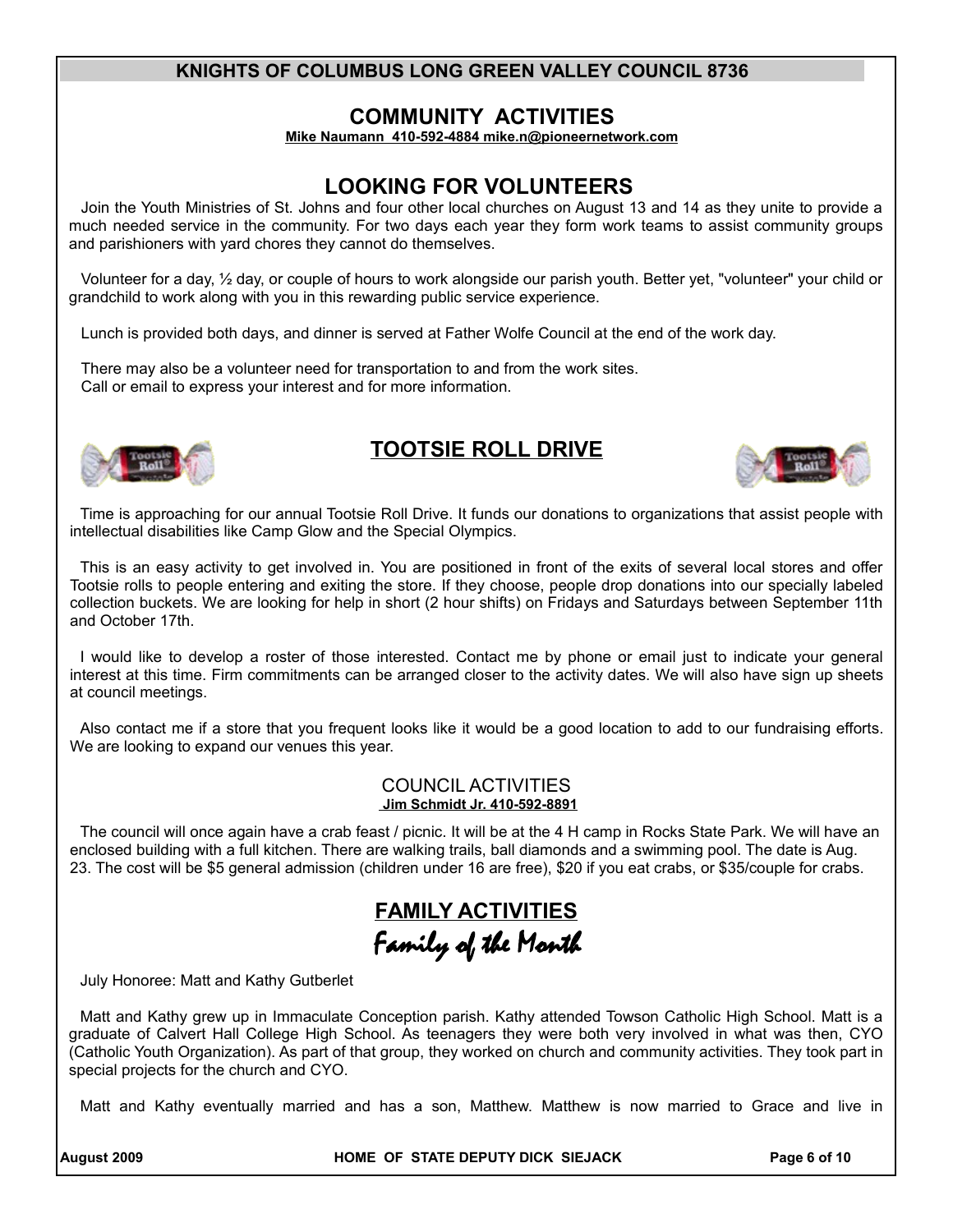## KNIGHTS OF COLUMBUS LONG GREEN VALLEY COUNCIL 8736

## COMMUNITY ACTIVITIES

**Mike Naumann 410-592-4884 mike.n@pioneernetwork.com**

## LOOKING FOR VOLUNTEERS

Join the Youth Ministries of St. Johns and four other local churches on August 13 and 14 as they unite to provide a much needed service in the community. For two days each year they form work teams to assist community groups and parishioners with yard chores they cannot do themselves.

Volunteer for a day, ½ day, or couple of hours to work alongside our parish youth. Better yet, "volunteer" your child or grandchild to work along with you in this rewarding public service experience.

Lunch is provided both days, and dinner is served at Father Wolfe Council at the end of the work day.

There may also be a volunteer need for transportation to and from the work sites.
Call or email to express your interest and for more information.

## TOOTSIE ROLL DRIVE

Time is approaching for our annual Tootsie Roll Drive. It funds our donations to organizations that assist people with intellectual disabilities like Camp Glow and the Special Olympics.

This is an easy activity to get involved in. You are positioned in front of the exits of several local stores and offer Tootsie rolls to people entering and exiting the store. If they choose, people drop donations into our specially labeled collection buckets. We are looking for help in short (2 hour shifts) on Fridays and Saturdays between September 11th and October 17th.

I would like to develop a roster of those interested. Contact me by phone or email just to indicate your general interest at this time. Firm commitments can be arranged closer to the activity dates. We will also have sign up sheets at council meetings.

Also contact me if a store that you frequent looks like it would be a good location to add to our fundraising efforts. We are looking to expand our venues this year.

### COUNCIL ACTIVITIES

**Jim Schmidt Jr. 410-592-8891**

The council will once again have a crab feast / picnic. It will be at the 4 H camp in Rocks State Park. We will have an enclosed building with a full kitchen. There are walking trails, ball diamonds and a swimming pool. The date is Aug. 23. The cost will be $5 general admission (children under 16 are free), $20 if you eat crabs, or $35/couple for crabs.

## FAMILY ACTIVITIES

### *Family of the Month*

July Honoree: Matt and Kathy Gutberlet

Matt and Kathy grew up in Immaculate Conception parish. Kathy attended Towson Catholic High School. Matt is a graduate of Calvert Hall College High School. As teenagers they were both very involved in what was then, CYO (Catholic Youth Organization). As part of that group, they worked on church and community activities. They took part in special projects for the church and CYO.

Matt and Kathy eventually married and has a son, Matthew. Matthew is now married to Grace and live in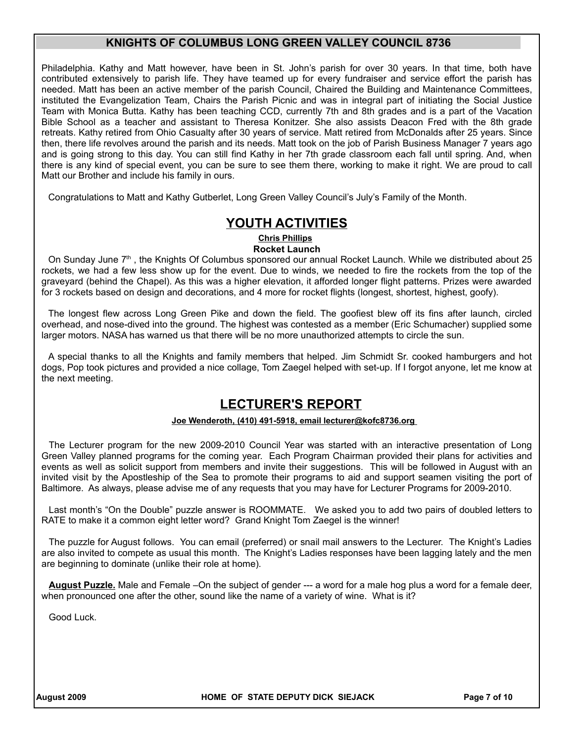Philadelphia. Kathy and Matt however, have been in St. John's parish for over 30 years. In that time, both have contributed extensively to parish life. They have teamed up for every fundraiser and service effort the parish has needed. Matt has been an active member of the parish Council, Chaired the Building and Maintenance Committees, instituted the Evangelization Team, Chairs the Parish Picnic and was in integral part of initiating the Social Justice Team with Monica Butta. Kathy has been teaching CCD, currently 7th and 8th grades and is a part of the Vacation Bible School as a teacher and assistant to Theresa Konitzer. She also assists Deacon Fred with the 8th grade retreats. Kathy retired from Ohio Casualty after 30 years of service. Matt retired from McDonalds after 25 years. Since then, there life revolves around the parish and its needs. Matt took on the job of Parish Business Manager 7 years ago and is going strong to this day. You can still find Kathy in her 7th grade classroom each fall until spring. And, when there is any kind of special event, you can be sure to see them there, working to make it right. We are proud to call Matt our Brother and include his family in ours.

Congratulations to Matt and Kathy Gutberlet, Long Green Valley Council's July's Family of the Month.

# YOUTH ACTIVITIES

**Chris Phillips**

### Rocket Launch

On Sunday June 7th , the Knights Of Columbus sponsored our annual Rocket Launch. While we distributed about 25 rockets, we had a few less show up for the event. Due to winds, we needed to fire the rockets from the top of the graveyard (behind the Chapel). As this was a higher elevation, it afforded longer flight patterns. Prizes were awarded for 3 rockets based on design and decorations, and 4 more for rocket flights (longest, shortest, highest, goofy).

The longest flew across Long Green Pike and down the field. The goofiest blew off its fins after launch, circled overhead, and nose-dived into the ground. The highest was contested as a member (Eric Schumacher) supplied some larger motors. NASA has warned us that there will be no more unauthorized attempts to circle the sun.

A special thanks to all the Knights and family members that helped. Jim Schmidt Sr. cooked hamburgers and hot dogs, Pop took pictures and provided a nice collage, Tom Zaegel helped with set-up. If I forgot anyone, let me know at the next meeting.

# LECTURER'S REPORT

**Joe Wenderoth, (410) 491-5918, email lecturer@kofc8736.org**

The Lecturer program for the new 2009-2010 Council Year was started with an interactive presentation of Long Green Valley planned programs for the coming year. Each Program Chairman provided their plans for activities and events as well as solicit support from members and invite their suggestions. This will be followed in August with an invited visit by the Apostleship of the Sea to promote their programs to aid and support seamen visiting the port of Baltimore. As always, please advise me of any requests that you may have for Lecturer Programs for 2009-2010.

Last month's "On the Double" puzzle answer is ROOMMATE. We asked you to add two pairs of doubled letters to RATE to make it a common eight letter word? Grand Knight Tom Zaegel is the winner!

The puzzle for August follows. You can email (preferred) or snail mail answers to the Lecturer. The Knight's Ladies are also invited to compete as usual this month. The Knight's Ladies responses have been lagging lately and the men are beginning to dominate (unlike their role at home).

**August Puzzle.** Male and Female –On the subject of gender --- a word for a male hog plus a word for a female deer, when pronounced one after the other, sound like the name of a variety of wine. What is it?

Good Luck.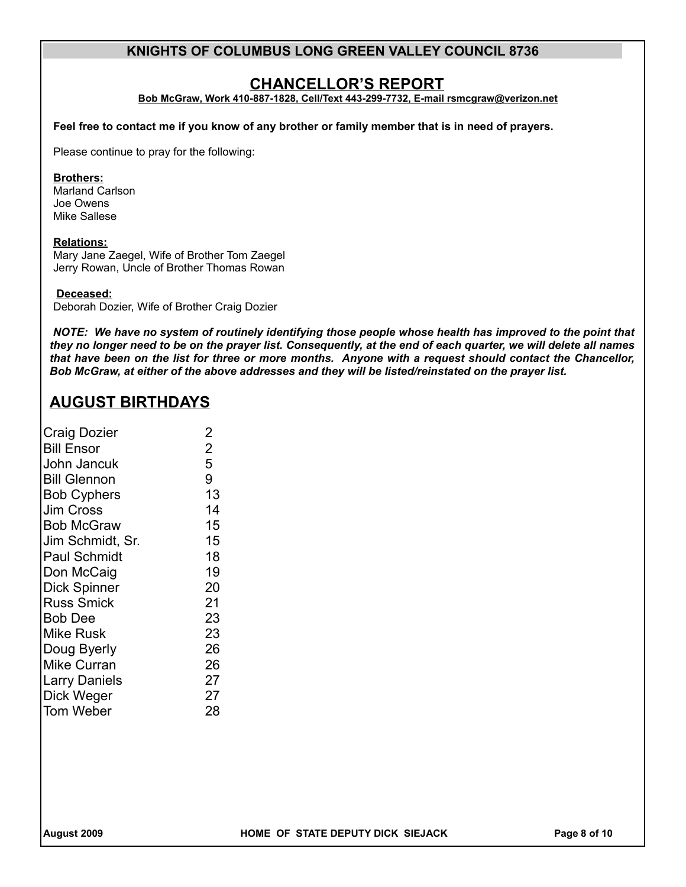**KNIGHTS OF COLUMBUS LONG GREEN VALLEY COUNCIL 8736**

## CHANCELLOR'S REPORT

**Bob McGraw, Work 410-887-1828, Cell/Text 443-299-7732, E-mail rsmcgraw@verizon.net**

**Feel free to contact me if you know of any brother or family member that is in need of prayers.**

Please continue to pray for the following:

**Brothers:**
Marland Carlson
Joe Owens
Mike Sallese

**Relations:**
Mary Jane Zaegel, Wife of Brother Tom Zaegel
Jerry Rowan, Uncle of Brother Thomas Rowan

**Deceased:**
Deborah Dozier, Wife of Brother Craig Dozier

***NOTE: We have no system of routinely identifying those people whose health has improved to the point that they no longer need to be on the prayer list. Consequently, at the end of each quarter, we will delete all names that have been on the list for three or more months. Anyone with a request should contact the Chancellor, Bob McGraw, at either of the above addresses and they will be listed/reinstated on the prayer list.***

## AUGUST BIRTHDAYS

| Name | Day |
|---|---|
| Craig Dozier | 2 |
| Bill Ensor | 2 |
| John Jancuk | 5 |
| Bill Glennon | 9 |
| Bob Cyphers | 13 |
| Jim Cross | 14 |
| Bob McGraw | 15 |
| Jim Schmidt, Sr. | 15 |
| Paul Schmidt | 18 |
| Don McCaig | 19 |
| Dick Spinner | 20 |
| Russ Smick | 21 |
| Bob Dee | 23 |
| Mike Rusk | 23 |
| Doug Byerly | 26 |
| Mike Curran | 26 |
| Larry Daniels | 27 |
| Dick Weger | 27 |
| Tom Weber | 28 |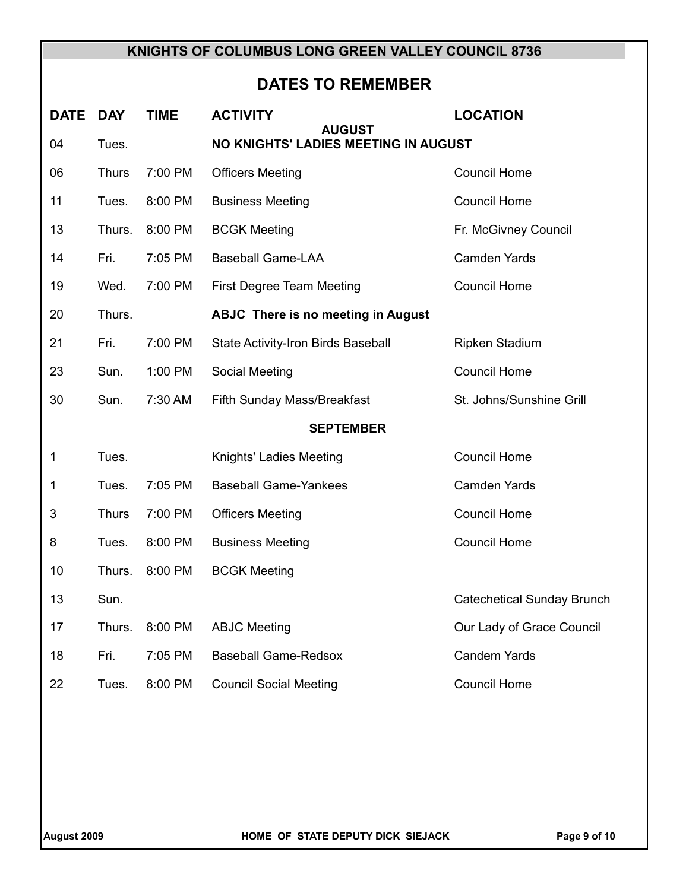**KNIGHTS OF COLUMBUS LONG GREEN VALLEY COUNCIL 8736**

## DATES TO REMEMBER

| DATE | DAY | TIME | ACTIVITY | LOCATION |
|---|---|---|---|---|
| | | | **AUGUST** | |
| 04 | Tues. | | **NO KNIGHTS' LADIES MEETING IN AUGUST** | |
| 06 | Thurs | 7:00 PM | Officers Meeting | Council Home |
| 11 | Tues. | 8:00 PM | Business Meeting | Council Home |
| 13 | Thurs. | 8:00 PM | BCGK Meeting | Fr. McGivney Council |
| 14 | Fri. | 7:05 PM | Baseball Game-LAA | Camden Yards |
| 19 | Wed. | 7:00 PM | First Degree Team Meeting | Council Home |
| 20 | Thurs. | | **ABJC There is no meeting in August** | |
| 21 | Fri. | 7:00 PM | State Activity-Iron Birds Baseball | Ripken Stadium |
| 23 | Sun. | 1:00 PM | Social Meeting | Council Home |
| 30 | Sun. | 7:30 AM | Fifth Sunday Mass/Breakfast | St. Johns/Sunshine Grill |
| | | | **SEPTEMBER** | |
| 1 | Tues. | | Knights' Ladies Meeting | Council Home |
| 1 | Tues. | 7:05 PM | Baseball Game-Yankees | Camden Yards |
| 3 | Thurs | 7:00 PM | Officers Meeting | Council Home |
| 8 | Tues. | 8:00 PM | Business Meeting | Council Home |
| 10 | Thurs. | 8:00 PM | BCGK Meeting | |
| 13 | Sun. | | | Catechetical Sunday Brunch |
| 17 | Thurs. | 8:00 PM | ABJC Meeting | Our Lady of Grace Council |
| 18 | Fri. | 7:05 PM | Baseball Game-Redsox | Candem Yards |
| 22 | Tues. | 8:00 PM | Council Social Meeting | Council Home |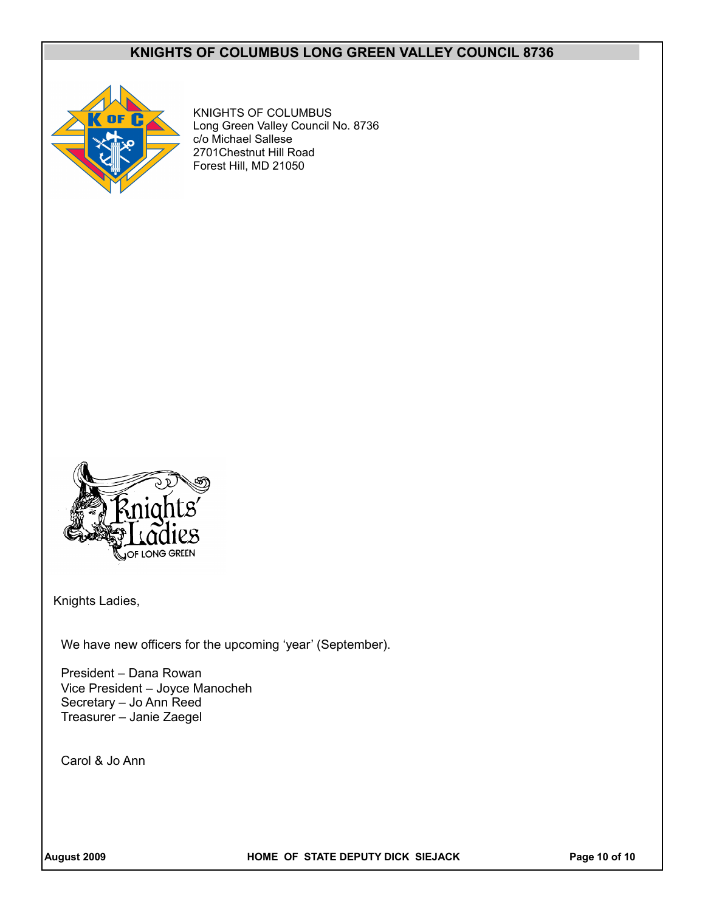## KNIGHTS OF COLUMBUS LONG GREEN VALLEY COUNCIL 8736

KNIGHTS OF COLUMBUS
Long Green Valley Council No. 8736
c/o Michael Sallese
2701Chestnut Hill Road
Forest Hill, MD 21050

Knights Ladies,

We have new officers for the upcoming 'year' (September).

President – Dana Rowan
Vice President – Joyce Manocheh
Secretary – Jo Ann Reed
Treasurer – Janie Zaegel

Carol & Jo Ann